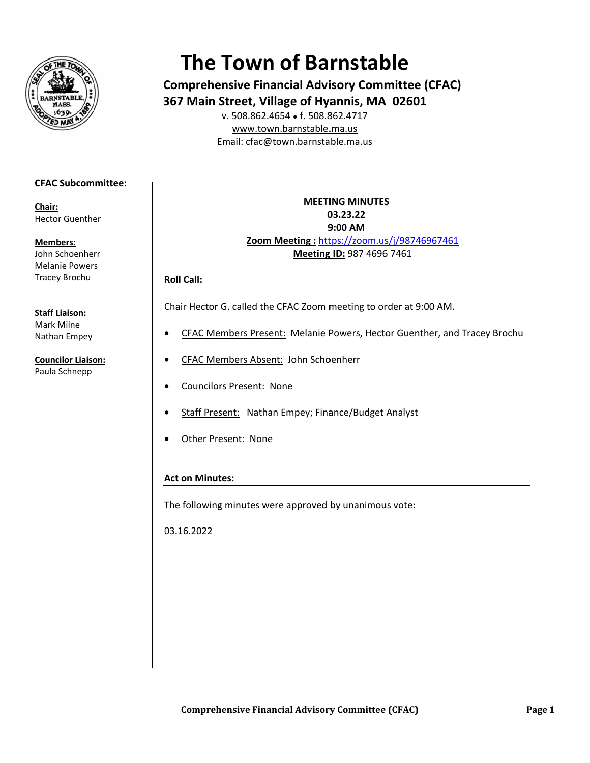# The Town of Barnstable

**Comprehensive Financial Advisory Committee (CFAC)**
**367 Main Street, Village of Hyannis, MA 02601**

v. 508.862.4654 • f. 508.862.4717
www.town.barnstable.ma.us
Email: cfac@town.barnstable.ma.us

**CFAC Subcommittee:**

**Chair:**
Hector Guenther

**Members:**
John Schoenherr
Melanie Powers
Tracey Brochu

**Staff Liaison:**
Mark Milne
Nathan Empey

**Councilor Liaison:**
Paula Schnepp

**MEETING MINUTES**
**03.23.22**
**9:00 AM**
**Zoom Meeting :** https://zoom.us/j/98746967461
**Meeting ID:** 987 4696 7461

## Roll Call:

Chair Hector G. called the CFAC Zoom meeting to order at 9:00 AM.

- CFAC Members Present: Melanie Powers, Hector Guenther, and Tracey Brochu
- CFAC Members Absent: John Schoenherr
- Councilors Present: None
- Staff Present: Nathan Empey; Finance/Budget Analyst
- Other Present: None

## Act on Minutes:

The following minutes were approved by unanimous vote:

03.16.2022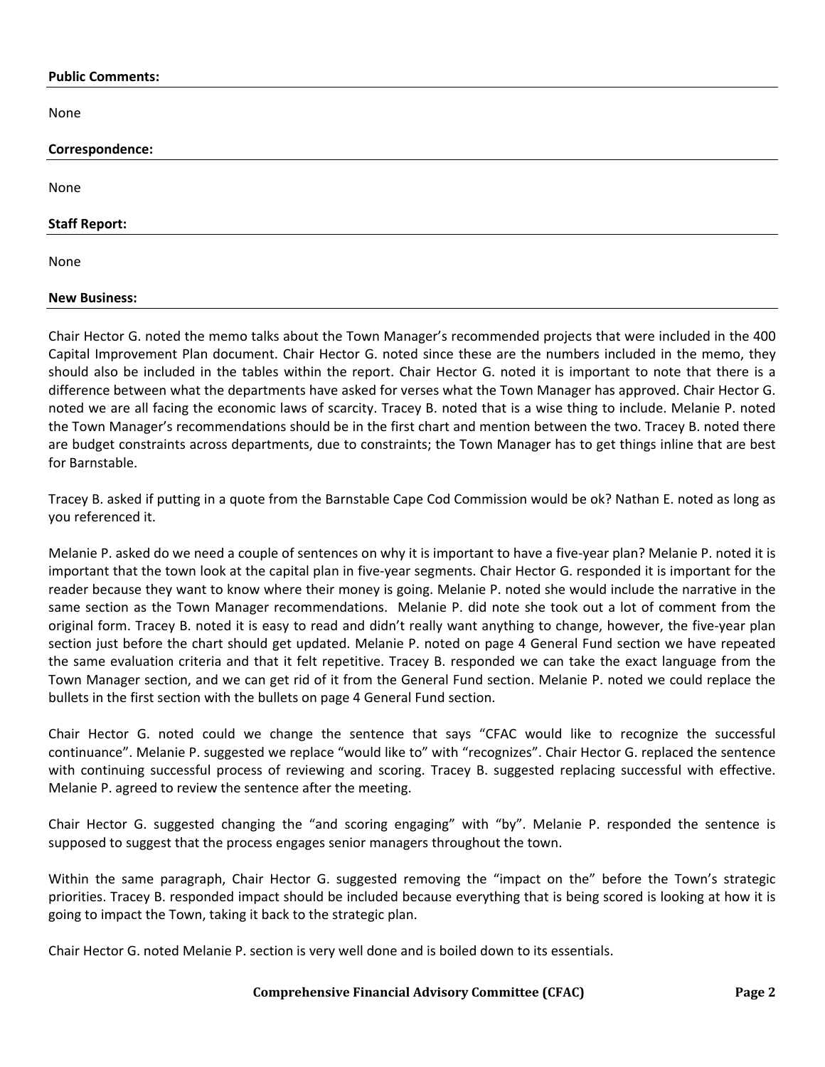**Public Comments:**

None

**Correspondence:**

None

**Staff Report:**

None

**New Business:**

Chair Hector G. noted the memo talks about the Town Manager's recommended projects that were included in the 400 Capital Improvement Plan document. Chair Hector G. noted since these are the numbers included in the memo, they should also be included in the tables within the report. Chair Hector G. noted it is important to note that there is a difference between what the departments have asked for verses what the Town Manager has approved. Chair Hector G. noted we are all facing the economic laws of scarcity. Tracey B. noted that is a wise thing to include. Melanie P. noted the Town Manager's recommendations should be in the first chart and mention between the two. Tracey B. noted there are budget constraints across departments, due to constraints; the Town Manager has to get things inline that are best for Barnstable.

Tracey B. asked if putting in a quote from the Barnstable Cape Cod Commission would be ok? Nathan E. noted as long as you referenced it.

Melanie P. asked do we need a couple of sentences on why it is important to have a five-year plan? Melanie P. noted it is important that the town look at the capital plan in five-year segments. Chair Hector G. responded it is important for the reader because they want to know where their money is going. Melanie P. noted she would include the narrative in the same section as the Town Manager recommendations. Melanie P. did note she took out a lot of comment from the original form. Tracey B. noted it is easy to read and didn't really want anything to change, however, the five-year plan section just before the chart should get updated. Melanie P. noted on page 4 General Fund section we have repeated the same evaluation criteria and that it felt repetitive. Tracey B. responded we can take the exact language from the Town Manager section, and we can get rid of it from the General Fund section. Melanie P. noted we could replace the bullets in the first section with the bullets on page 4 General Fund section.

Chair Hector G. noted could we change the sentence that says "CFAC would like to recognize the successful continuance". Melanie P. suggested we replace "would like to" with "recognizes". Chair Hector G. replaced the sentence with continuing successful process of reviewing and scoring. Tracey B. suggested replacing successful with effective. Melanie P. agreed to review the sentence after the meeting.

Chair Hector G. suggested changing the "and scoring engaging" with "by". Melanie P. responded the sentence is supposed to suggest that the process engages senior managers throughout the town.

Within the same paragraph, Chair Hector G. suggested removing the "impact on the" before the Town's strategic priorities. Tracey B. responded impact should be included because everything that is being scored is looking at how it is going to impact the Town, taking it back to the strategic plan.

Chair Hector G. noted Melanie P. section is very well done and is boiled down to its essentials.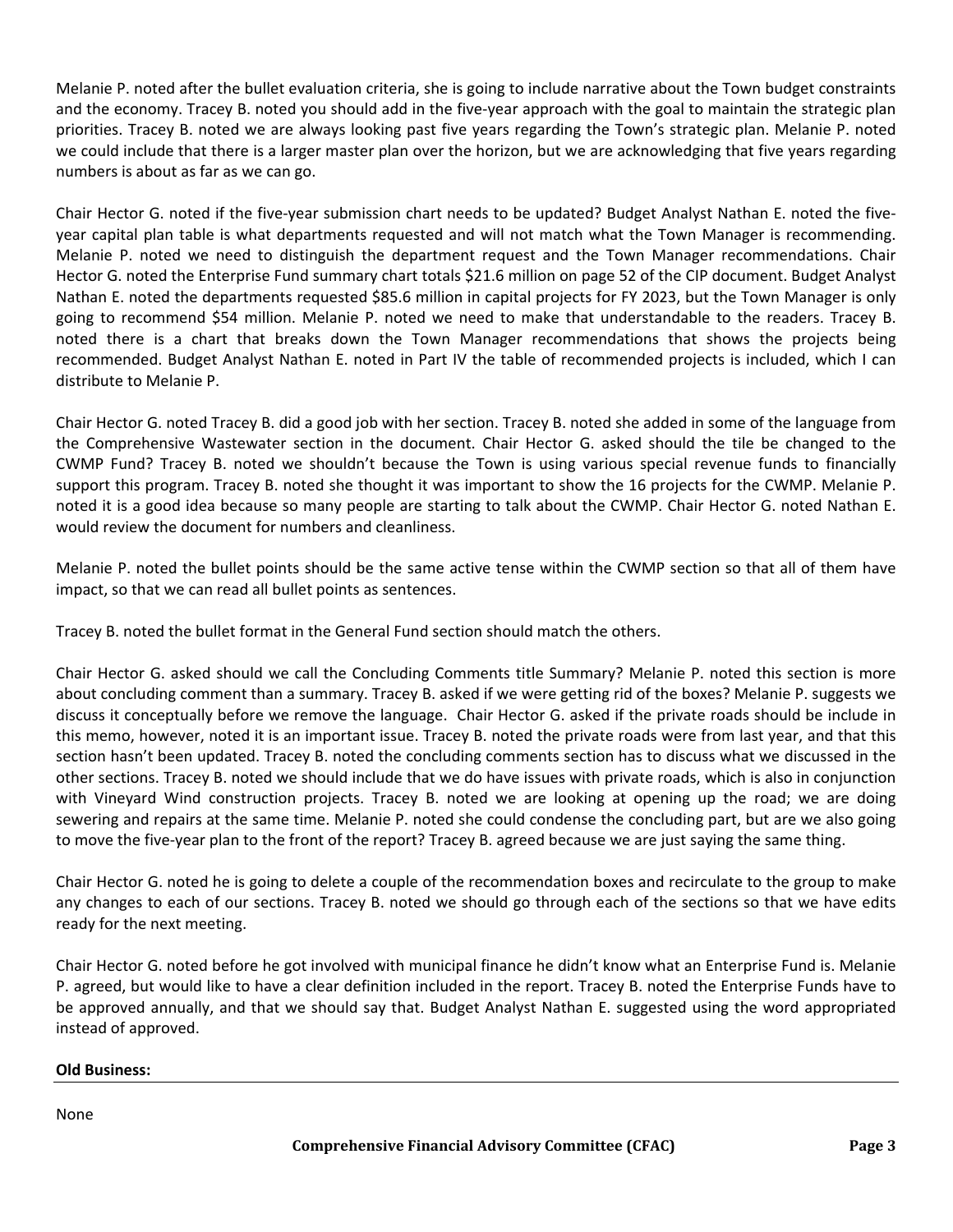Melanie P. noted after the bullet evaluation criteria, she is going to include narrative about the Town budget constraints and the economy. Tracey B. noted you should add in the five-year approach with the goal to maintain the strategic plan priorities. Tracey B. noted we are always looking past five years regarding the Town's strategic plan. Melanie P. noted we could include that there is a larger master plan over the horizon, but we are acknowledging that five years regarding numbers is about as far as we can go.

Chair Hector G. noted if the five-year submission chart needs to be updated? Budget Analyst Nathan E. noted the five-year capital plan table is what departments requested and will not match what the Town Manager is recommending. Melanie P. noted we need to distinguish the department request and the Town Manager recommendations. Chair Hector G. noted the Enterprise Fund summary chart totals $21.6 million on page 52 of the CIP document. Budget Analyst Nathan E. noted the departments requested $85.6 million in capital projects for FY 2023, but the Town Manager is only going to recommend $54 million. Melanie P. noted we need to make that understandable to the readers. Tracey B. noted there is a chart that breaks down the Town Manager recommendations that shows the projects being recommended. Budget Analyst Nathan E. noted in Part IV the table of recommended projects is included, which I can distribute to Melanie P.

Chair Hector G. noted Tracey B. did a good job with her section. Tracey B. noted she added in some of the language from the Comprehensive Wastewater section in the document. Chair Hector G. asked should the tile be changed to the CWMP Fund? Tracey B. noted we shouldn't because the Town is using various special revenue funds to financially support this program. Tracey B. noted she thought it was important to show the 16 projects for the CWMP. Melanie P. noted it is a good idea because so many people are starting to talk about the CWMP. Chair Hector G. noted Nathan E. would review the document for numbers and cleanliness.

Melanie P. noted the bullet points should be the same active tense within the CWMP section so that all of them have impact, so that we can read all bullet points as sentences.

Tracey B. noted the bullet format in the General Fund section should match the others.

Chair Hector G. asked should we call the Concluding Comments title Summary? Melanie P. noted this section is more about concluding comment than a summary. Tracey B. asked if we were getting rid of the boxes? Melanie P. suggests we discuss it conceptually before we remove the language. Chair Hector G. asked if the private roads should be include in this memo, however, noted it is an important issue. Tracey B. noted the private roads were from last year, and that this section hasn't been updated. Tracey B. noted the concluding comments section has to discuss what we discussed in the other sections. Tracey B. noted we should include that we do have issues with private roads, which is also in conjunction with Vineyard Wind construction projects. Tracey B. noted we are looking at opening up the road; we are doing sewering and repairs at the same time. Melanie P. noted she could condense the concluding part, but are we also going to move the five-year plan to the front of the report? Tracey B. agreed because we are just saying the same thing.

Chair Hector G. noted he is going to delete a couple of the recommendation boxes and recirculate to the group to make any changes to each of our sections. Tracey B. noted we should go through each of the sections so that we have edits ready for the next meeting.

Chair Hector G. noted before he got involved with municipal finance he didn't know what an Enterprise Fund is. Melanie P. agreed, but would like to have a clear definition included in the report. Tracey B. noted the Enterprise Funds have to be approved annually, and that we should say that. Budget Analyst Nathan E. suggested using the word appropriated instead of approved.

**Old Business:**

None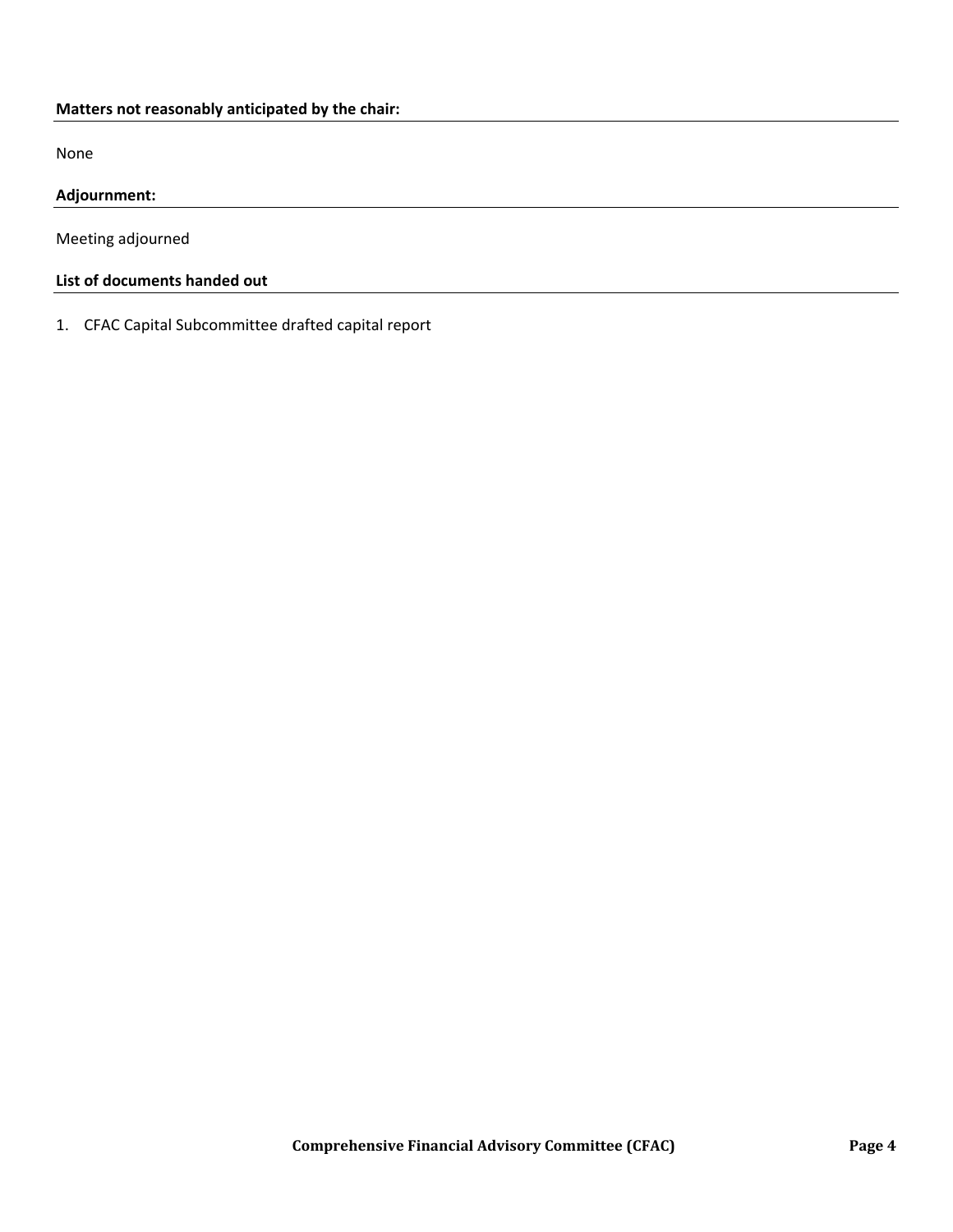**Matters not reasonably anticipated by the chair:**

None

**Adjournment:**

Meeting adjourned

**List of documents handed out**

1. CFAC Capital Subcommittee drafted capital report